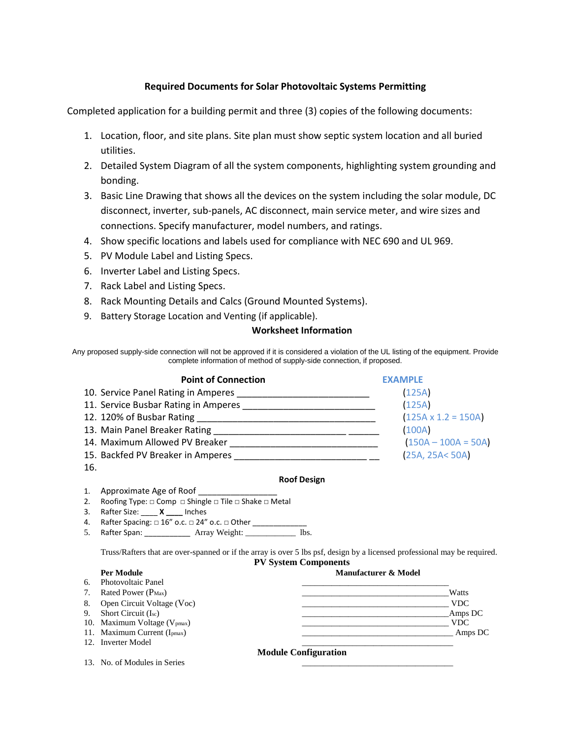## Required Documents for Solar Photovoltaic Systems Permitting

Completed application for a building permit and three (3) copies of the following documents:

1. Location, floor, and site plans. Site plan must show septic system location and all buried utilities.
2. Detailed System Diagram of all the system components, highlighting system grounding and bonding.
3. Basic Line Drawing that shows all the devices on the system including the solar module, DC disconnect, inverter, sub-panels, AC disconnect, main service meter, and wire sizes and connections. Specify manufacturer, model numbers, and ratings.
4. Show specific locations and labels used for compliance with NEC 690 and UL 969.
5. PV Module Label and Listing Specs.
6. Inverter Label and Listing Specs.
7. Rack Label and Listing Specs.
8. Rack Mounting Details and Calcs (Ground Mounted Systems).
9. Battery Storage Location and Venting (if applicable).

### Worksheet Information

Any proposed supply-side connection will not be approved if it is considered a violation of the UL listing of the equipment. Provide complete information of method of supply-side connection, if proposed.

| Point of Connection | | EXAMPLE |
|---|---|---|
| 10. Service Panel Rating in Amperes | ___________________________ | (125A) |
| 11. Service Busbar Rating in Amperes | ___________________________ | (125A) |
| 12. 120% of Busbar Rating | ___________________________ | (125A x 1.2 = 150A) |
| 13. Main Panel Breaker Rating | ___________________________ | (100A) |
| 14. Maximum Allowed PV Breaker | ___________________________ | (150A – 100A = 50A) |
| 15. Backfed PV Breaker in Amperes | ___________________________ | (25A, 25A< 50A) |
| 16. | | |

### Roof Design

1. Approximate Age of Roof _________________
2. Roofing Type: □ Comp □ Shingle □ Tile □ Shake □ Metal
3. Rafter Size: ____ **X** ____ Inches
4. Rafter Spacing: □ 16" o.c. □ 24" o.c. □ Other _____________
5. Rafter Span: ___________ Array Weight: ____________ lbs.

Truss/Rafters that are over-spanned or if the array is over 5 lbs psf, design by a licensed professional may be required.

### PV System Components

| Per Module | Manufacturer & Model |
|---|---|
| 6. Photovoltaic Panel | ___________________________________ |
| 7. Rated Power ($P_{Max}$) | ___________________________________ Watts |
| 8. Open Circuit Voltage (Voc) | ___________________________________ VDC |
| 9. Short Circuit ($I_{sc}$) | ___________________________________ Amps DC |
| 10. Maximum Voltage ($V_{pmax}$) | ___________________________________ VDC |
| 11. Maximum Current ($I_{pmax}$) | ___________________________________ Amps DC |
| 12. Inverter Model | ___________________________________ |

### Module Configuration

| | |
|---|---|
| 13. No. of Modules in Series | ___________________________________ |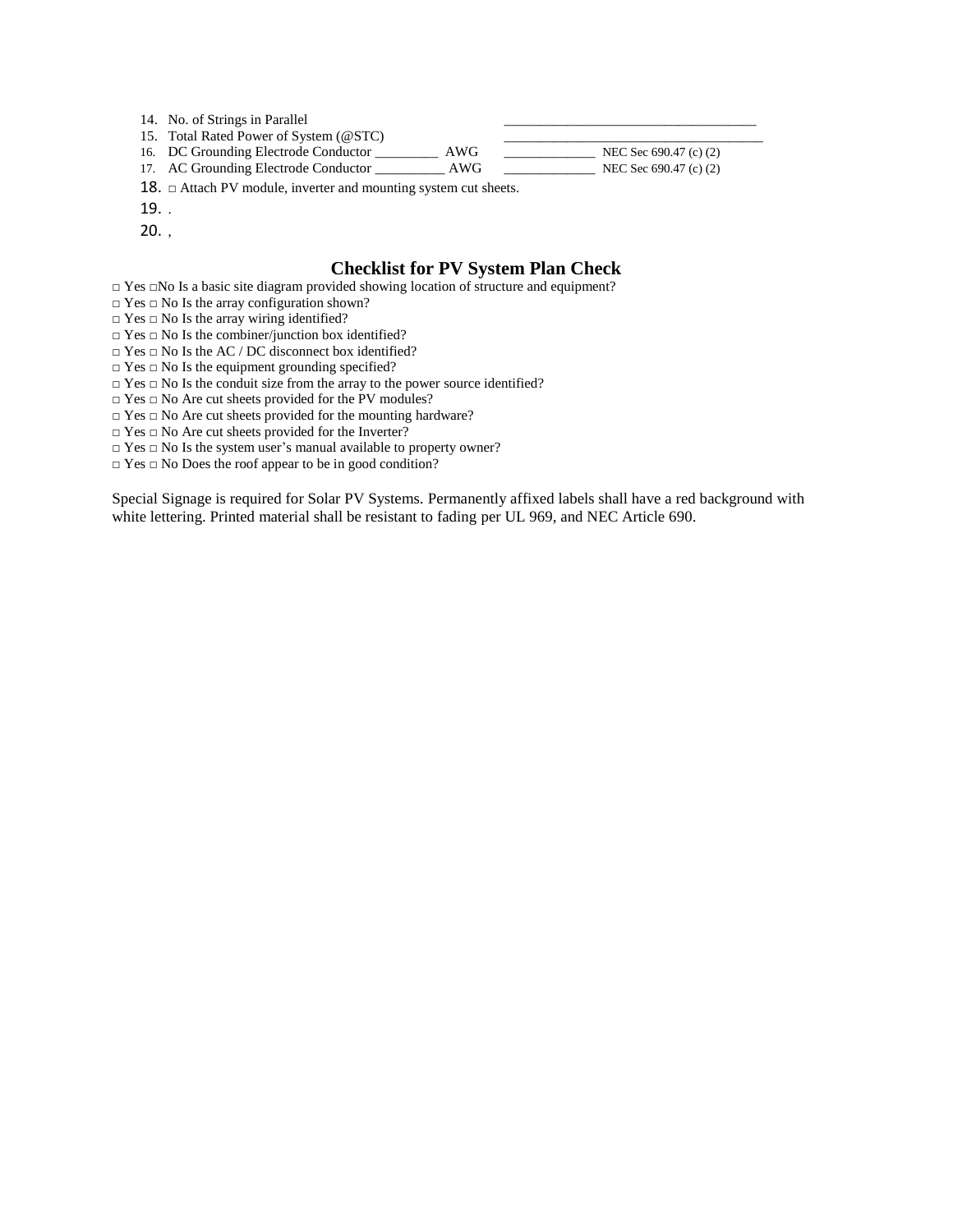14. No. of Strings in Parallel ____________________________________
15. Total Rated Power of System (@STC) ____________________________________
16. DC Grounding Electrode Conductor _________ AWG _____________ NEC Sec 690.47 (c) (2)
17. AC Grounding Electrode Conductor __________ AWG _____________ NEC Sec 690.47 (c) (2)
18. □ Attach PV module, inverter and mounting system cut sheets.
19. .
20. ,

## Checklist for PV System Plan Check

□ Yes □No Is a basic site diagram provided showing location of structure and equipment?
□ Yes □ No Is the array configuration shown?
□ Yes □ No Is the array wiring identified?
□ Yes □ No Is the combiner/junction box identified?
□ Yes □ No Is the AC / DC disconnect box identified?
□ Yes □ No Is the equipment grounding specified?
□ Yes □ No Is the conduit size from the array to the power source identified?
□ Yes □ No Are cut sheets provided for the PV modules?
□ Yes □ No Are cut sheets provided for the mounting hardware?
□ Yes □ No Are cut sheets provided for the Inverter?
□ Yes □ No Is the system user's manual available to property owner?
□ Yes □ No Does the roof appear to be in good condition?

Special Signage is required for Solar PV Systems. Permanently affixed labels shall have a red background with white lettering. Printed material shall be resistant to fading per UL 969, and NEC Article 690.